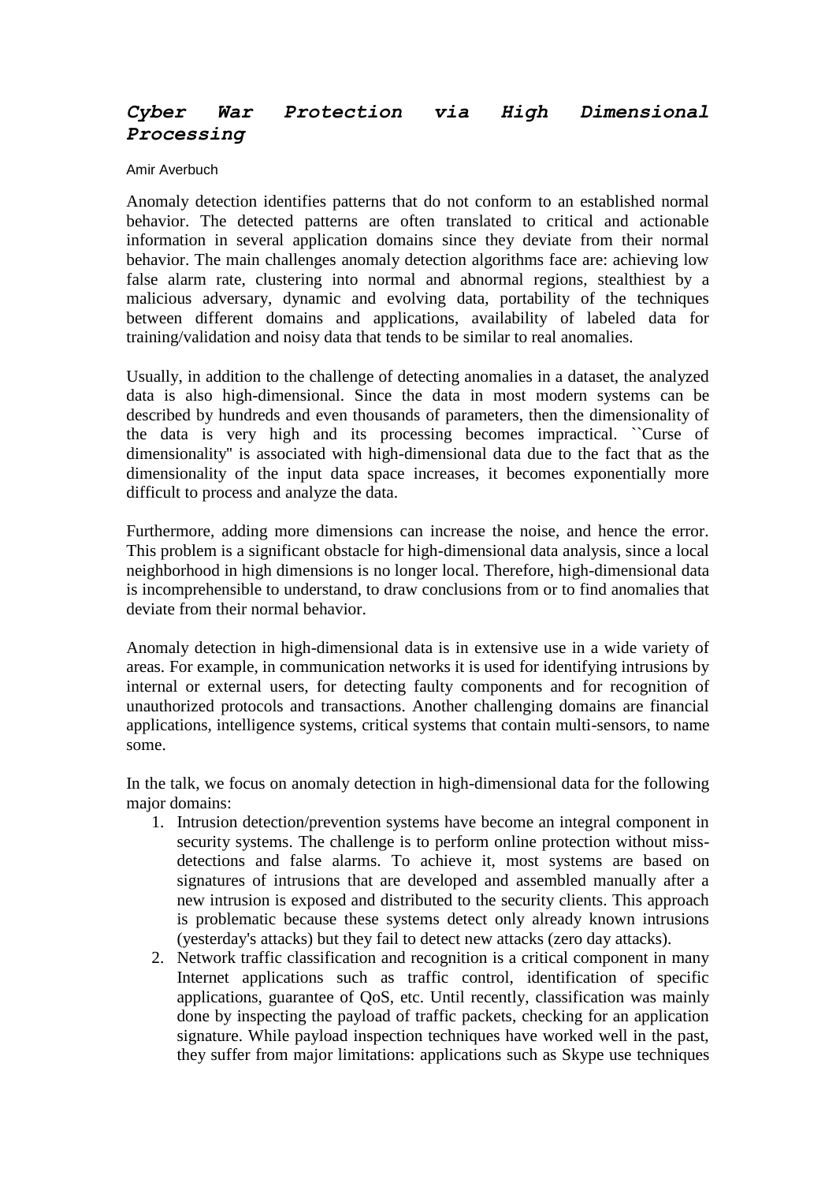# *Cyber War Protection via High Dimensional Processing*

Amir Averbuch

Anomaly detection identifies patterns that do not conform to an established normal behavior. The detected patterns are often translated to critical and actionable information in several application domains since they deviate from their normal behavior. The main challenges anomaly detection algorithms face are: achieving low false alarm rate, clustering into normal and abnormal regions, stealthiest by a malicious adversary, dynamic and evolving data, portability of the techniques between different domains and applications, availability of labeled data for training/validation and noisy data that tends to be similar to real anomalies.

Usually, in addition to the challenge of detecting anomalies in a dataset, the analyzed data is also high-dimensional. Since the data in most modern systems can be described by hundreds and even thousands of parameters, then the dimensionality of the data is very high and its processing becomes impractical. ``Curse of dimensionality'' is associated with high-dimensional data due to the fact that as the dimensionality of the input data space increases, it becomes exponentially more difficult to process and analyze the data.

Furthermore, adding more dimensions can increase the noise, and hence the error. This problem is a significant obstacle for high-dimensional data analysis, since a local neighborhood in high dimensions is no longer local. Therefore, high-dimensional data is incomprehensible to understand, to draw conclusions from or to find anomalies that deviate from their normal behavior.

Anomaly detection in high-dimensional data is in extensive use in a wide variety of areas. For example, in communication networks it is used for identifying intrusions by internal or external users, for detecting faulty components and for recognition of unauthorized protocols and transactions. Another challenging domains are financial applications, intelligence systems, critical systems that contain multi-sensors, to name some.

In the talk, we focus on anomaly detection in high-dimensional data for the following major domains:

1. Intrusion detection/prevention systems have become an integral component in security systems. The challenge is to perform online protection without miss-detections and false alarms. To achieve it, most systems are based on signatures of intrusions that are developed and assembled manually after a new intrusion is exposed and distributed to the security clients. This approach is problematic because these systems detect only already known intrusions (yesterday's attacks) but they fail to detect new attacks (zero day attacks).
2. Network traffic classification and recognition is a critical component in many Internet applications such as traffic control, identification of specific applications, guarantee of QoS, etc. Until recently, classification was mainly done by inspecting the payload of traffic packets, checking for an application signature. While payload inspection techniques have worked well in the past, they suffer from major limitations: applications such as Skype use techniques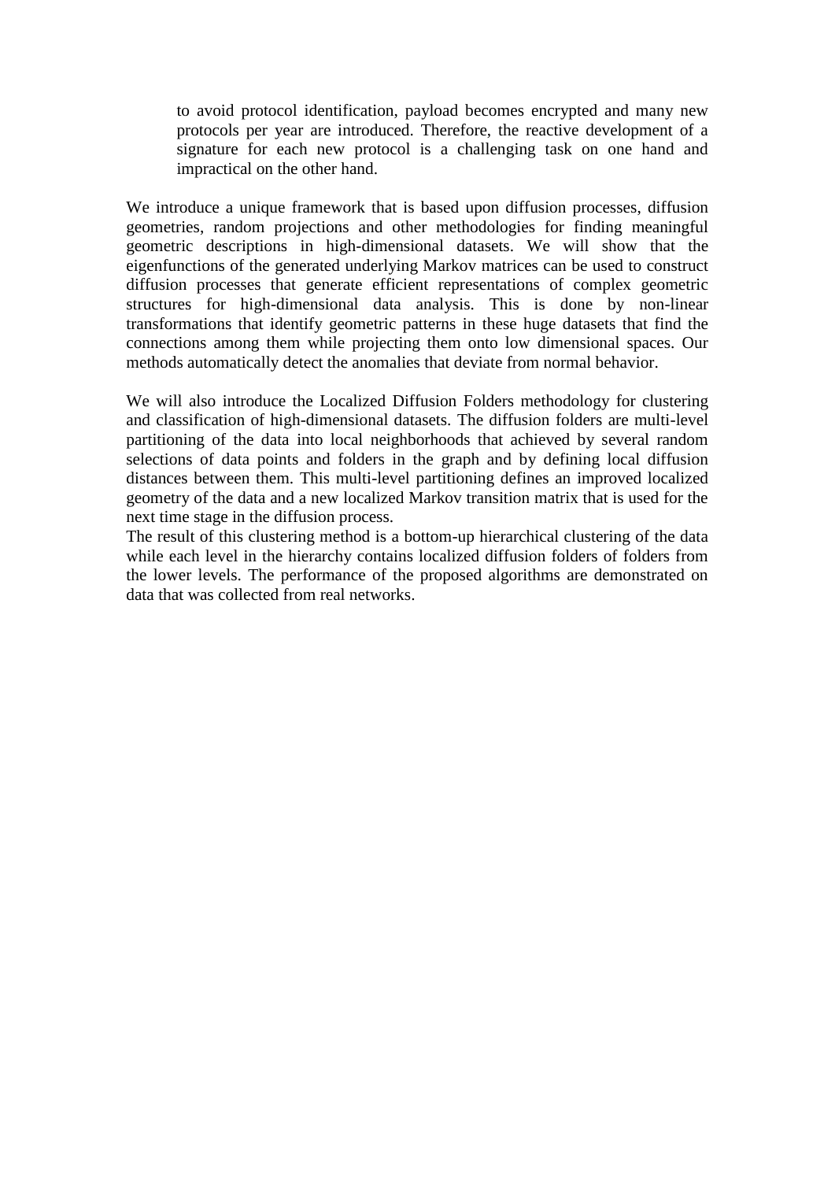to avoid protocol identification, payload becomes encrypted and many new protocols per year are introduced. Therefore, the reactive development of a signature for each new protocol is a challenging task on one hand and impractical on the other hand.

We introduce a unique framework that is based upon diffusion processes, diffusion geometries, random projections and other methodologies for finding meaningful geometric descriptions in high-dimensional datasets. We will show that the eigenfunctions of the generated underlying Markov matrices can be used to construct diffusion processes that generate efficient representations of complex geometric structures for high-dimensional data analysis. This is done by non-linear transformations that identify geometric patterns in these huge datasets that find the connections among them while projecting them onto low dimensional spaces. Our methods automatically detect the anomalies that deviate from normal behavior.

We will also introduce the Localized Diffusion Folders methodology for clustering and classification of high-dimensional datasets. The diffusion folders are multi-level partitioning of the data into local neighborhoods that achieved by several random selections of data points and folders in the graph and by defining local diffusion distances between them. This multi-level partitioning defines an improved localized geometry of the data and a new localized Markov transition matrix that is used for the next time stage in the diffusion process.
The result of this clustering method is a bottom-up hierarchical clustering of the data while each level in the hierarchy contains localized diffusion folders of folders from the lower levels. The performance of the proposed algorithms are demonstrated on data that was collected from real networks.